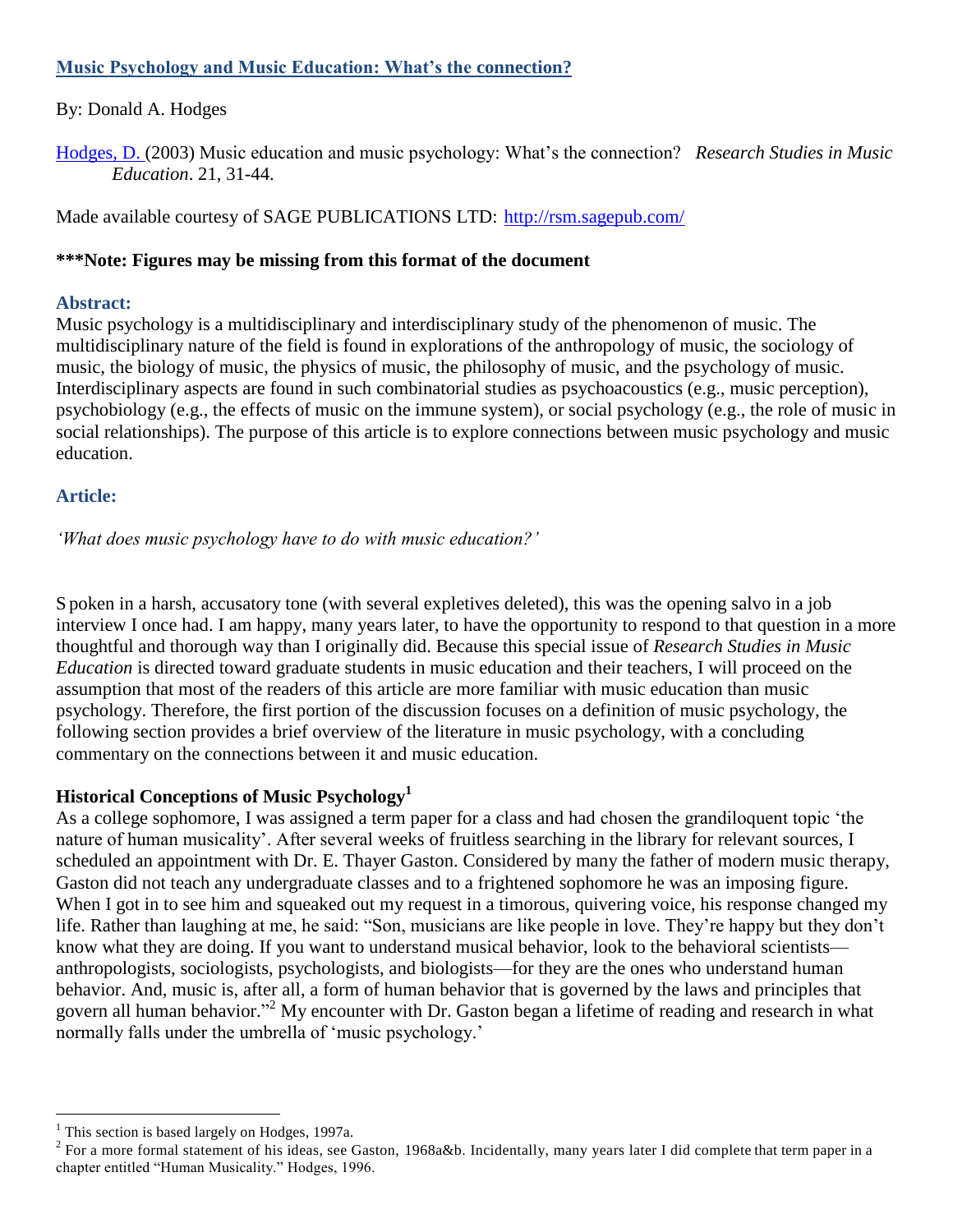# [Music Psychology and Music Education: What's the connection?](#)

By: Donald A. Hodges

[Hodges, D.](#) (2003) Music education and music psychology: What's the connection? *Research Studies in Music Education*. 21, 31-44.

Made available courtesy of SAGE PUBLICATIONS LTD: [http://rsm.sagepub.com/](http://rsm.sagepub.com/)

**\*\*\*Note: Figures may be missing from this format of the document**

## Abstract:

Music psychology is a multidisciplinary and interdisciplinary study of the phenomenon of music. The multidisciplinary nature of the field is found in explorations of the anthropology of music, the sociology of music, the biology of music, the physics of music, the philosophy of music, and the psychology of music. Interdisciplinary aspects are found in such combinatorial studies as psychoacoustics (e.g., music perception), psychobiology (e.g., the effects of music on the immune system), or social psychology (e.g., the role of music in social relationships). The purpose of this article is to explore connections between music psychology and music education.

## Article:

*'What does music psychology have to do with music education?'*

Spoken in a harsh, accusatory tone (with several expletives deleted), this was the opening salvo in a job interview I once had. I am happy, many years later, to have the opportunity to respond to that question in a more thoughtful and thorough way than I originally did. Because this special issue of *Research Studies in Music Education* is directed toward graduate students in music education and their teachers, I will proceed on the assumption that most of the readers of this article are more familiar with music education than music psychology. Therefore, the first portion of the discussion focuses on a definition of music psychology, the following section provides a brief overview of the literature in music psychology, with a concluding commentary on the connections between it and music education.

### Historical Conceptions of Music Psychology[1]

As a college sophomore, I was assigned a term paper for a class and had chosen the grandiloquent topic 'the nature of human musicality'. After several weeks of fruitless searching in the library for relevant sources, I scheduled an appointment with Dr. E. Thayer Gaston. Considered by many the father of modern music therapy, Gaston did not teach any undergraduate classes and to a frightened sophomore he was an imposing figure. When I got in to see him and squeaked out my request in a timorous, quivering voice, his response changed my life. Rather than laughing at me, he said: "Son, musicians are like people in love. They're happy but they don't know what they are doing. If you want to understand musical behavior, look to the behavioral scientists—anthropologists, sociologists, psychologists, and biologists—for they are the ones who understand human behavior. And, music is, after all, a form of human behavior that is governed by the laws and principles that govern all human behavior."[2] My encounter with Dr. Gaston began a lifetime of reading and research in what normally falls under the umbrella of 'music psychology.'

---

[1] This section is based largely on Hodges, 1997a.

[2] For a more formal statement of his ideas, see Gaston, 1968a&b. Incidentally, many years later I did complete that term paper in a chapter entitled "Human Musicality." Hodges, 1996.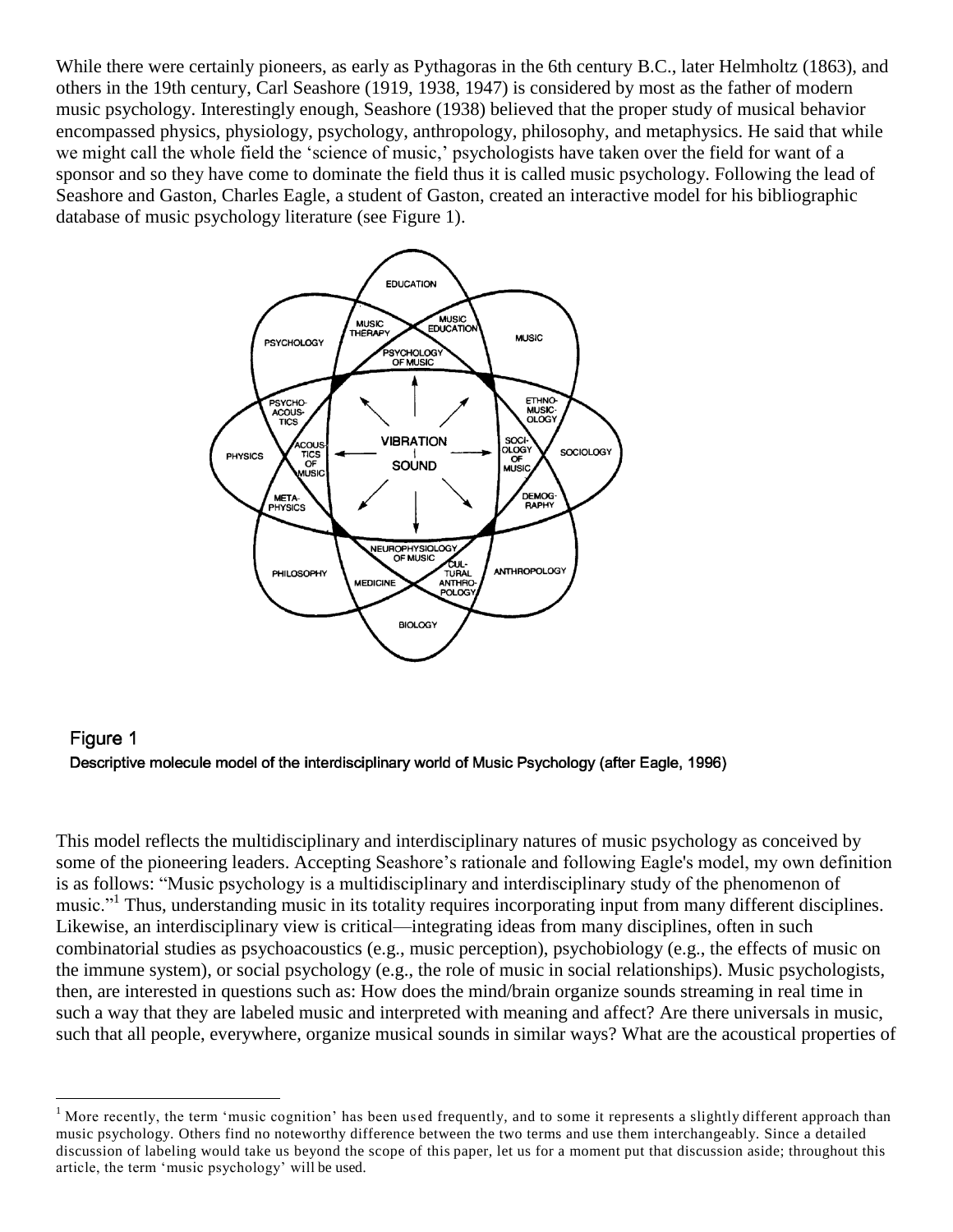While there were certainly pioneers, as early as Pythagoras in the 6th century B.C., later Helmholtz (1863), and others in the 19th century, Carl Seashore (1919, 1938, 1947) is considered by most as the father of modern music psychology. Interestingly enough, Seashore (1938) believed that the proper study of musical behavior encompassed physics, physiology, psychology, anthropology, philosophy, and metaphysics. He said that while we might call the whole field the 'science of music,' psychologists have taken over the field for want of a sponsor and so they have come to dominate the field thus it is called music psychology. Following the lead of Seashore and Gaston, Charles Eagle, a student of Gaston, created an interactive model for his bibliographic database of music psychology literature (see Figure 1).

EDUCATION
MUSIC THERAPY
MUSIC EDUCATION
PSYCHOLOGY
MUSIC
PSYCHOLOGY OF MUSIC
PSYCHO-ACOUS-TICS
ETHNO-MUSIC-OLOGY
VIBRATION
SOUND
PHYSICS
ACOUS-TICS OF MUSIC
SOCI-OLOGY OF MUSIC
SOCIOLOGY
META-PHYSICS
DEMOG-RAPHY
NEUROPHYSIOLOGY OF MUSIC
PHILOSOPHY
MEDICINE
CUL-TURAL ANTHRO-POLOGY
ANTHROPOLOGY
BIOLOGY

**Figure 1**
**Descriptive molecule model of the interdisciplinary world of Music Psychology (after Eagle, 1996)**

This model reflects the multidisciplinary and interdisciplinary natures of music psychology as conceived by some of the pioneering leaders. Accepting Seashore's rationale and following Eagle's model, my own definition is as follows: "Music psychology is a multidisciplinary and interdisciplinary study of the phenomenon of music."[1] Thus, understanding music in its totality requires incorporating input from many different disciplines. Likewise, an interdisciplinary view is critical—integrating ideas from many disciplines, often in such combinatorial studies as psychoacoustics (e.g., music perception), psychobiology (e.g., the effects of music on the immune system), or social psychology (e.g., the role of music in social relationships). Music psychologists, then, are interested in questions such as: How does the mind/brain organize sounds streaming in real time in such a way that they are labeled music and interpreted with meaning and affect? Are there universals in music, such that all people, everywhere, organize musical sounds in similar ways? What are the acoustical properties of

[1] More recently, the term 'music cognition' has been used frequently, and to some it represents a slightly different approach than music psychology. Others find no noteworthy difference between the two terms and use them interchangeably. Since a detailed discussion of labeling would take us beyond the scope of this paper, let us for a moment put that discussion aside; throughout this article, the term 'music psychology' will be used.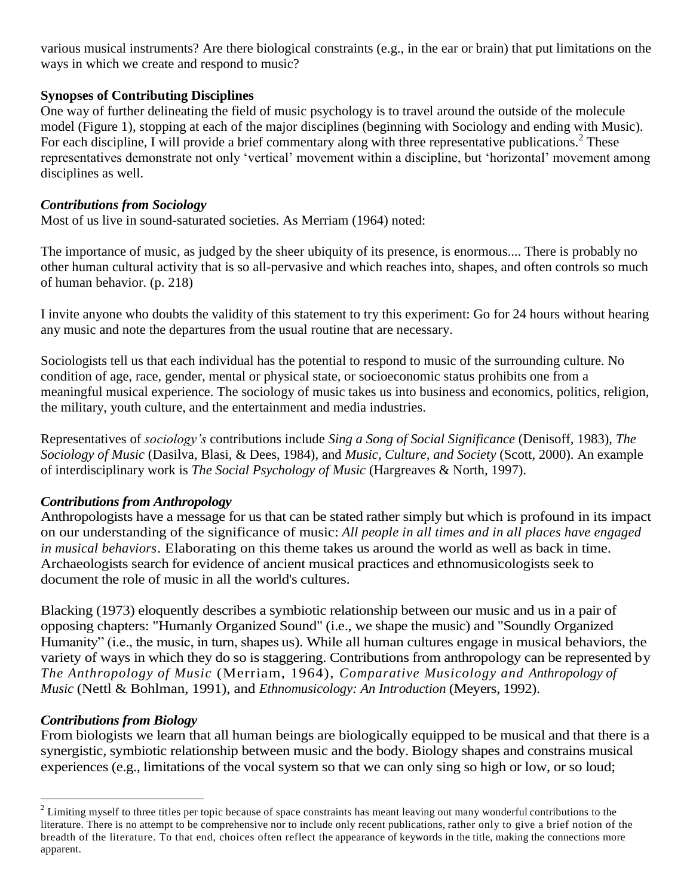various musical instruments? Are there biological constraints (e.g., in the ear or brain) that put limitations on the ways in which we create and respond to music?

**Synopses of Contributing Disciplines**

One way of further delineating the field of music psychology is to travel around the outside of the molecule model (Figure 1), stopping at each of the major disciplines (beginning with Sociology and ending with Music). For each discipline, I will provide a brief commentary along with three representative publications.[2] These representatives demonstrate not only 'vertical' movement within a discipline, but 'horizontal' movement among disciplines as well.

***Contributions from Sociology***

Most of us live in sound-saturated societies. As Merriam (1964) noted:

> The importance of music, as judged by the sheer ubiquity of its presence, is enormous.... There is probably no other human cultural activity that is so all-pervasive and which reaches into, shapes, and often controls so much of human behavior. (p. 218)

I invite anyone who doubts the validity of this statement to try this experiment: Go for 24 hours without hearing any music and note the departures from the usual routine that are necessary.

Sociologists tell us that each individual has the potential to respond to music of the surrounding culture. No condition of age, race, gender, mental or physical state, or socioeconomic status prohibits one from a meaningful musical experience. The sociology of music takes us into business and economics, politics, religion, the military, youth culture, and the entertainment and media industries.

Representatives of *sociology's* contributions include *Sing a Song of Social Significance* (Denisoff, 1983), *The Sociology of Music* (Dasilva, Blasi, & Dees, 1984), and *Music, Culture, and Society* (Scott, 2000). An example of interdisciplinary work is *The Social Psychology of Music* (Hargreaves & North, 1997).

***Contributions from Anthropology***

Anthropologists have a message for us that can be stated rather simply but which is profound in its impact on our understanding of the significance of music: *All people in all times and in all places have engaged in musical behaviors*. Elaborating on this theme takes us around the world as well as back in time. Archaeologists search for evidence of ancient musical practices and ethnomusicologists seek to document the role of music in all the world's cultures.

Blacking (1973) eloquently describes a symbiotic relationship between our music and us in a pair of opposing chapters: "Humanly Organized Sound" (i.e., we shape the music) and "Soundly Organized Humanity" (i.e., the music, in turn, shapes us). While all human cultures engage in musical behaviors, the variety of ways in which they do so is staggering. Contributions from anthropology can be represented by *The Anthropology of Music* (Merriam, 1964), *Comparative Musicology and Anthropology of Music* (Nettl & Bohlman, 1991), and *Ethnomusicology: An Introduction* (Meyers, 1992).

***Contributions from Biology***

From biologists we learn that all human beings are biologically equipped to be musical and that there is a synergistic, symbiotic relationship between music and the body. Biology shapes and constrains musical experiences (e.g., limitations of the vocal system so that we can only sing so high or low, or so loud;

---

[2] Limiting myself to three titles per topic because of space constraints has meant leaving out many wonderful contributions to the literature. There is no attempt to be comprehensive nor to include only recent publications, rather only to give a brief notion of the breadth of the literature. To that end, choices often reflect the appearance of keywords in the title, making the connections more apparent.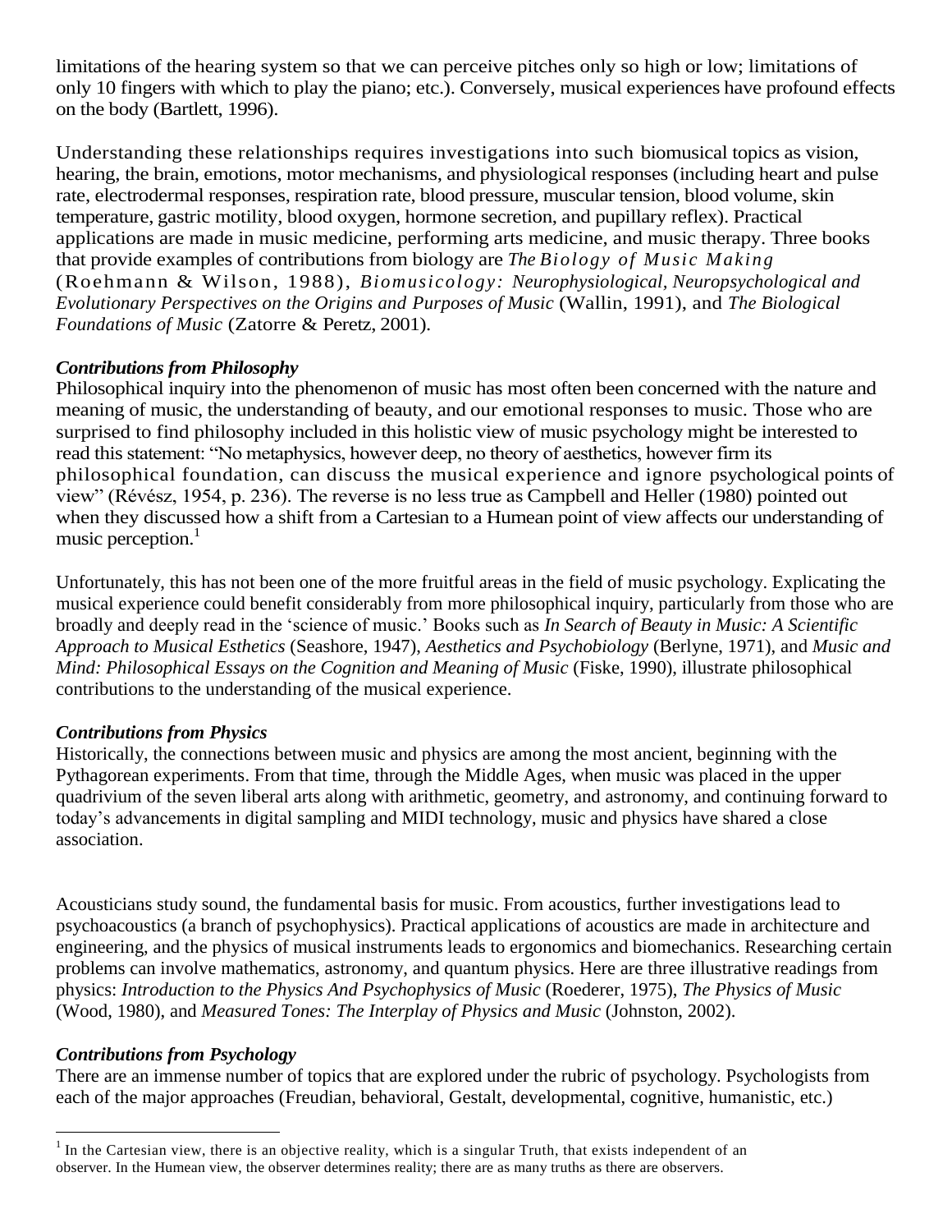limitations of the hearing system so that we can perceive pitches only so high or low; limitations of only 10 fingers with which to play the piano; etc.). Conversely, musical experiences have profound effects on the body (Bartlett, 1996).

Understanding these relationships requires investigations into such biomusical topics as vision, hearing, the brain, emotions, motor mechanisms, and physiological responses (including heart and pulse rate, electrodermal responses, respiration rate, blood pressure, muscular tension, blood volume, skin temperature, gastric motility, blood oxygen, hormone secretion, and pupillary reflex). Practical applications are made in music medicine, performing arts medicine, and music therapy. Three books that provide examples of contributions from biology are *The Biology of Music Making* (Roehmann & Wilson, 1988), *Biomusicology: Neurophysiological, Neuropsychological and Evolutionary Perspectives on the Origins and Purposes of Music* (Wallin, 1991), and *The Biological Foundations of Music* (Zatorre & Peretz, 2001).

### *Contributions from Philosophy*

Philosophical inquiry into the phenomenon of music has most often been concerned with the nature and meaning of music, the understanding of beauty, and our emotional responses to music. Those who are surprised to find philosophy included in this holistic view of music psychology might be interested to read this statement: "No metaphysics, however deep, no theory of aesthetics, however firm its philosophical foundation, can discuss the musical experience and ignore psychological points of view" (Révész, 1954, p. 236). The reverse is no less true as Campbell and Heller (1980) pointed out when they discussed how a shift from a Cartesian to a Humean point of view affects our understanding of music perception.[1]

Unfortunately, this has not been one of the more fruitful areas in the field of music psychology. Explicating the musical experience could benefit considerably from more philosophical inquiry, particularly from those who are broadly and deeply read in the 'science of music.' Books such as *In Search of Beauty in Music: A Scientific Approach to Musical Esthetics* (Seashore, 1947), *Aesthetics and Psychobiology* (Berlyne, 1971), and *Music and Mind: Philosophical Essays on the Cognition and Meaning of Music* (Fiske, 1990), illustrate philosophical contributions to the understanding of the musical experience.

### *Contributions from Physics*

Historically, the connections between music and physics are among the most ancient, beginning with the Pythagorean experiments. From that time, through the Middle Ages, when music was placed in the upper quadrivium of the seven liberal arts along with arithmetic, geometry, and astronomy, and continuing forward to today's advancements in digital sampling and MIDI technology, music and physics have shared a close association.

Acousticians study sound, the fundamental basis for music. From acoustics, further investigations lead to psychoacoustics (a branch of psychophysics). Practical applications of acoustics are made in architecture and engineering, and the physics of musical instruments leads to ergonomics and biomechanics. Researching certain problems can involve mathematics, astronomy, and quantum physics. Here are three illustrative readings from physics: *Introduction to the Physics And Psychophysics of Music* (Roederer, 1975), *The Physics of Music* (Wood, 1980), and *Measured Tones: The Interplay of Physics and Music* (Johnston, 2002).

### *Contributions from Psychology*

There are an immense number of topics that are explored under the rubric of psychology. Psychologists from each of the major approaches (Freudian, behavioral, Gestalt, developmental, cognitive, humanistic, etc.)

---

[1] In the Cartesian view, there is an objective reality, which is a singular Truth, that exists independent of an observer. In the Humean view, the observer determines reality; there are as many truths as there are observers.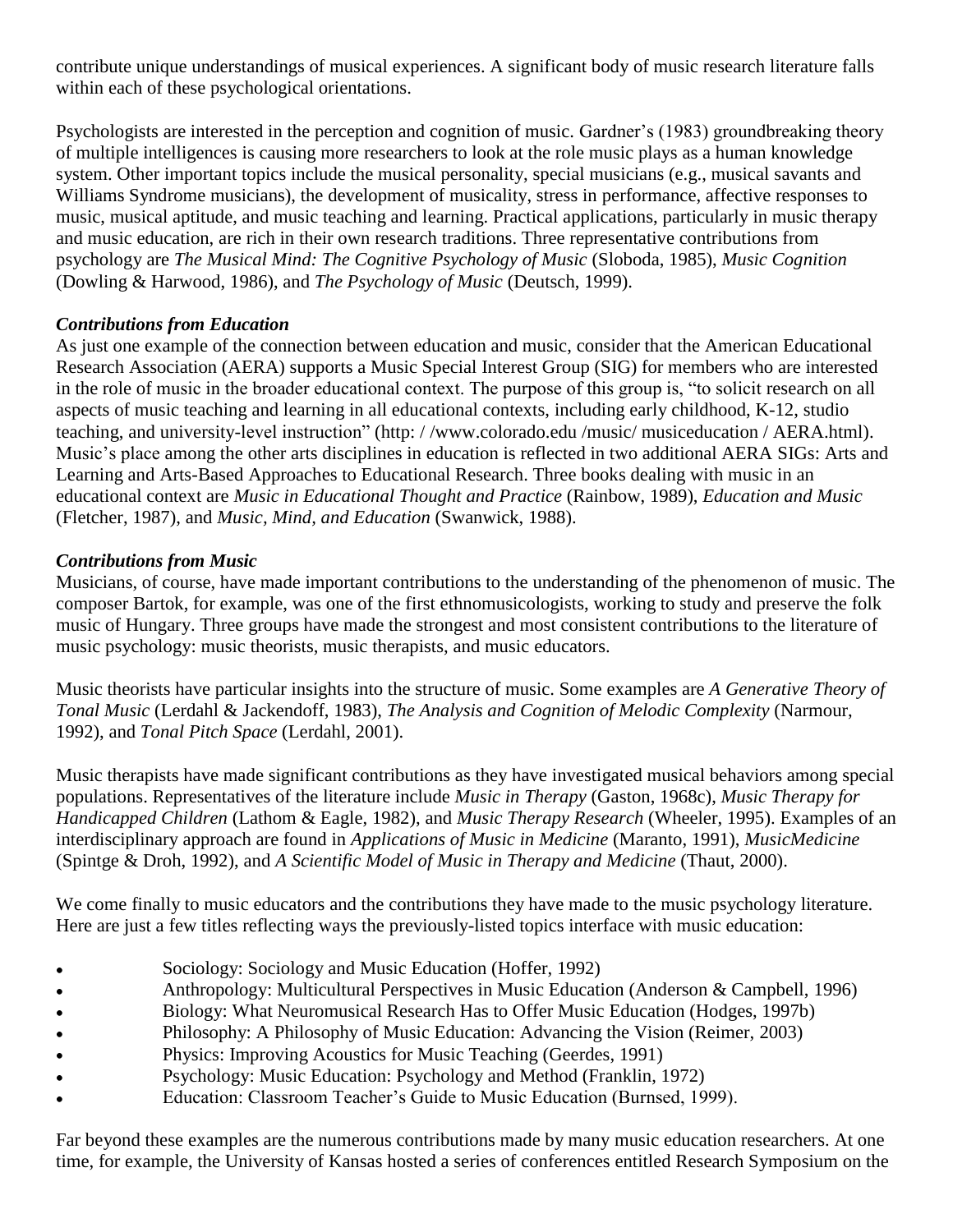contribute unique understandings of musical experiences. A significant body of music research literature falls within each of these psychological orientations.

Psychologists are interested in the perception and cognition of music. Gardner's (1983) groundbreaking theory of multiple intelligences is causing more researchers to look at the role music plays as a human knowledge system. Other important topics include the musical personality, special musicians (e.g., musical savants and Williams Syndrome musicians), the development of musicality, stress in performance, affective responses to music, musical aptitude, and music teaching and learning. Practical applications, particularly in music therapy and music education, are rich in their own research traditions. Three representative contributions from psychology are *The Musical Mind: The Cognitive Psychology of Music* (Sloboda, 1985), *Music Cognition* (Dowling & Harwood, 1986), and *The Psychology of Music* (Deutsch, 1999).

### *Contributions from Education*

As just one example of the connection between education and music, consider that the American Educational Research Association (AERA) supports a Music Special Interest Group (SIG) for members who are interested in the role of music in the broader educational context. The purpose of this group is, "to solicit research on all aspects of music teaching and learning in all educational contexts, including early childhood, K-12, studio teaching, and university-level instruction" (http: / /www.colorado.edu /music/ musiceducation / AERA.html). Music's place among the other arts disciplines in education is reflected in two additional AERA SIGs: Arts and Learning and Arts-Based Approaches to Educational Research. Three books dealing with music in an educational context are *Music in Educational Thought and Practice* (Rainbow, 1989), *Education and Music* (Fletcher, 1987), and *Music, Mind, and Education* (Swanwick, 1988).

### *Contributions from Music*

Musicians, of course, have made important contributions to the understanding of the phenomenon of music. The composer Bartok, for example, was one of the first ethnomusicologists, working to study and preserve the folk music of Hungary. Three groups have made the strongest and most consistent contributions to the literature of music psychology: music theorists, music therapists, and music educators.

Music theorists have particular insights into the structure of music. Some examples are *A Generative Theory of Tonal Music* (Lerdahl & Jackendoff, 1983), *The Analysis and Cognition of Melodic Complexity* (Narmour, 1992), and *Tonal Pitch Space* (Lerdahl, 2001).

Music therapists have made significant contributions as they have investigated musical behaviors among special populations. Representatives of the literature include *Music in Therapy* (Gaston, 1968c), *Music Therapy for Handicapped Children* (Lathom & Eagle, 1982), and *Music Therapy Research* (Wheeler, 1995). Examples of an interdisciplinary approach are found in *Applications of Music in Medicine* (Maranto, 1991), *MusicMedicine* (Spintge & Droh, 1992), and *A Scientific Model of Music in Therapy and Medicine* (Thaut, 2000).

We come finally to music educators and the contributions they have made to the music psychology literature. Here are just a few titles reflecting ways the previously-listed topics interface with music education:

- Sociology: Sociology and Music Education (Hoffer, 1992)
- Anthropology: Multicultural Perspectives in Music Education (Anderson & Campbell, 1996)
- Biology: What Neuromusical Research Has to Offer Music Education (Hodges, 1997b)
- Philosophy: A Philosophy of Music Education: Advancing the Vision (Reimer, 2003)
- Physics: Improving Acoustics for Music Teaching (Geerdes, 1991)
- Psychology: Music Education: Psychology and Method (Franklin, 1972)
- Education: Classroom Teacher's Guide to Music Education (Burnsed, 1999).

Far beyond these examples are the numerous contributions made by many music education researchers. At one time, for example, the University of Kansas hosted a series of conferences entitled Research Symposium on the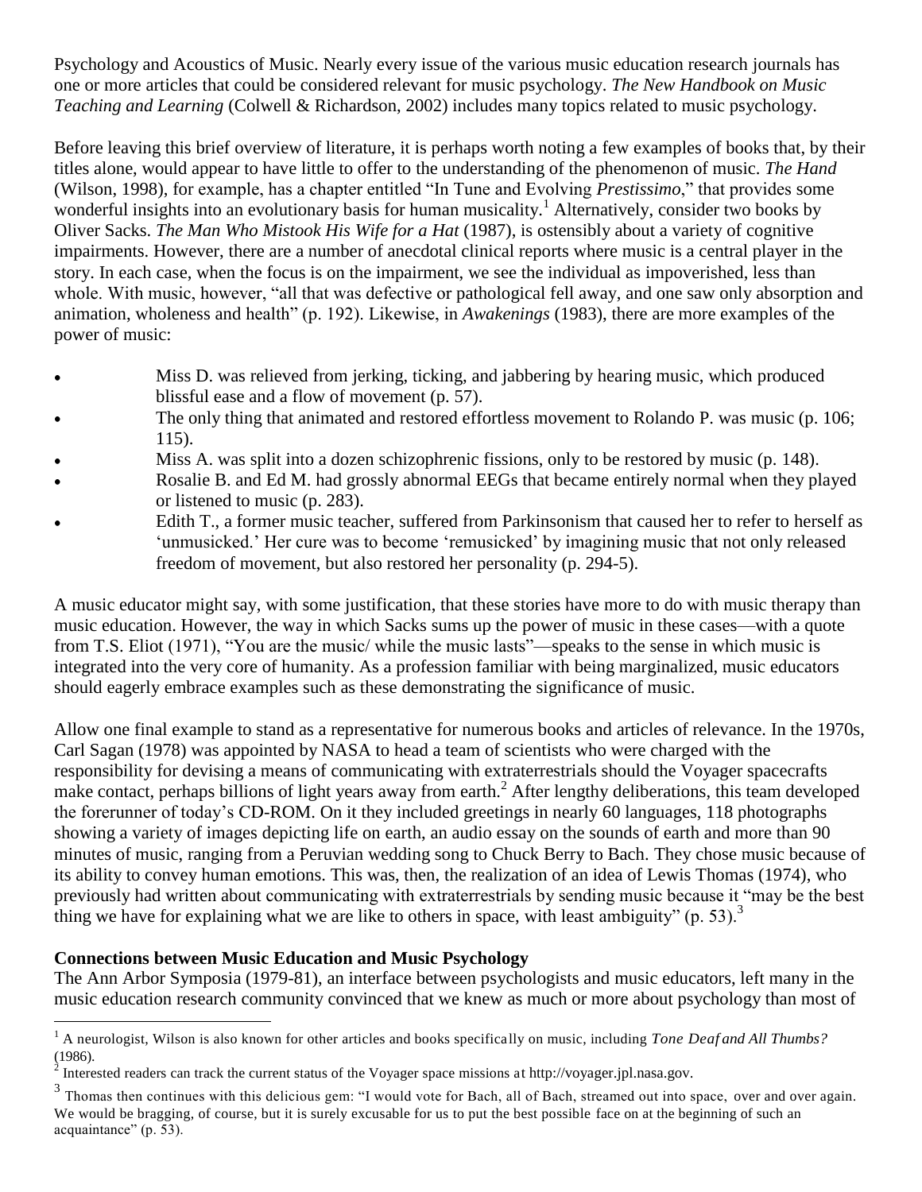Psychology and Acoustics of Music. Nearly every issue of the various music education research journals has one or more articles that could be considered relevant for music psychology. *The New Handbook on Music Teaching and Learning* (Colwell & Richardson, 2002) includes many topics related to music psychology.

Before leaving this brief overview of literature, it is perhaps worth noting a few examples of books that, by their titles alone, would appear to have little to offer to the understanding of the phenomenon of music. *The Hand* (Wilson, 1998), for example, has a chapter entitled "In Tune and Evolving *Prestissimo*," that provides some wonderful insights into an evolutionary basis for human musicality.[1] Alternatively, consider two books by Oliver Sacks. *The Man Who Mistook His Wife for a Hat* (1987), is ostensibly about a variety of cognitive impairments. However, there are a number of anecdotal clinical reports where music is a central player in the story. In each case, when the focus is on the impairment, we see the individual as impoverished, less than whole. With music, however, "all that was defective or pathological fell away, and one saw only absorption and animation, wholeness and health" (p. 192). Likewise, in *Awakenings* (1983), there are more examples of the power of music:

- Miss D. was relieved from jerking, ticking, and jabbering by hearing music, which produced blissful ease and a flow of movement (p. 57).
- The only thing that animated and restored effortless movement to Rolando P. was music (p. 106; 115).
- Miss A. was split into a dozen schizophrenic fissions, only to be restored by music (p. 148).
- Rosalie B. and Ed M. had grossly abnormal EEGs that became entirely normal when they played or listened to music (p. 283).
- Edith T., a former music teacher, suffered from Parkinsonism that caused her to refer to herself as 'unmusicked.' Her cure was to become 'remusicked' by imagining music that not only released freedom of movement, but also restored her personality (p. 294-5).

A music educator might say, with some justification, that these stories have more to do with music therapy than music education. However, the way in which Sacks sums up the power of music in these cases—with a quote from T.S. Eliot (1971), "You are the music/ while the music lasts"—speaks to the sense in which music is integrated into the very core of humanity. As a profession familiar with being marginalized, music educators should eagerly embrace examples such as these demonstrating the significance of music.

Allow one final example to stand as a representative for numerous books and articles of relevance. In the 1970s, Carl Sagan (1978) was appointed by NASA to head a team of scientists who were charged with the responsibility for devising a means of communicating with extraterrestrials should the Voyager spacecrafts make contact, perhaps billions of light years away from earth.[2] After lengthy deliberations, this team developed the forerunner of today's CD-ROM. On it they included greetings in nearly 60 languages, 118 photographs showing a variety of images depicting life on earth, an audio essay on the sounds of earth and more than 90 minutes of music, ranging from a Peruvian wedding song to Chuck Berry to Bach. They chose music because of its ability to convey human emotions. This was, then, the realization of an idea of Lewis Thomas (1974), who previously had written about communicating with extraterrestrials by sending music because it "may be the best thing we have for explaining what we are like to others in space, with least ambiguity" (p. 53).[3]

**Connections between Music Education and Music Psychology**

The Ann Arbor Symposia (1979-81), an interface between psychologists and music educators, left many in the music education research community convinced that we knew as much or more about psychology than most of

---

[1] A neurologist, Wilson is also known for other articles and books specifically on music, including *Tone Deaf and All Thumbs?* (1986).

[2] Interested readers can track the current status of the Voyager space missions at http://voyager.jpl.nasa.gov.

[3] Thomas then continues with this delicious gem: "I would vote for Bach, all of Bach, streamed out into space, over and over again. We would be bragging, of course, but it is surely excusable for us to put the best possible face on at the beginning of such an acquaintance" (p. 53).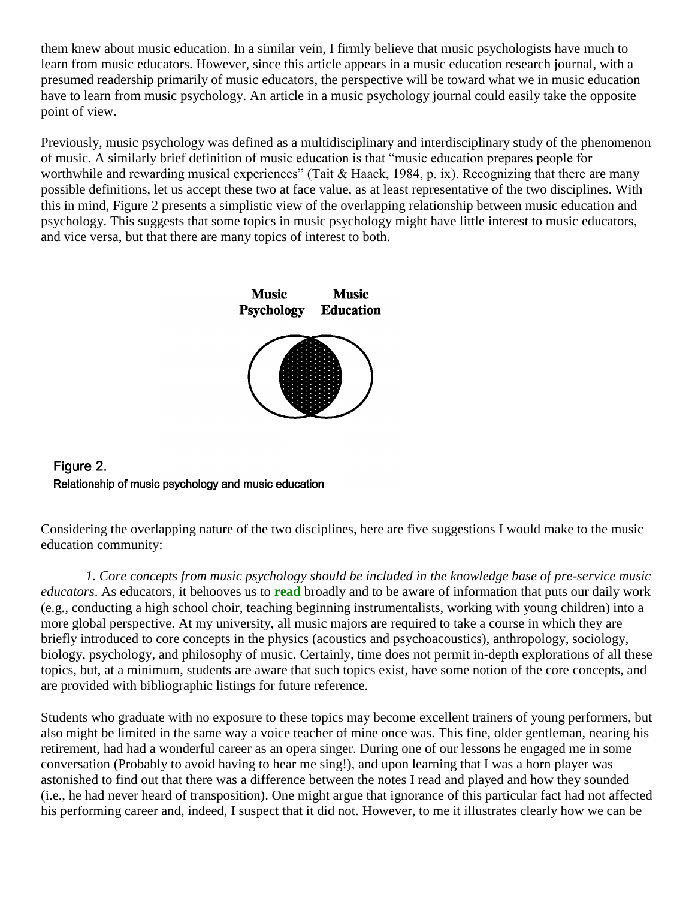them knew about music education. In a similar vein, I firmly believe that music psychologists have much to learn from music educators. However, since this article appears in a music education research journal, with a presumed readership primarily of music educators, the perspective will be toward what we in music education have to learn from music psychology. An article in a music psychology journal could easily take the opposite point of view.

Previously, music psychology was defined as a multidisciplinary and interdisciplinary study of the phenomenon of music. A similarly brief definition of music education is that "music education prepares people for worthwhile and rewarding musical experiences" (Tait & Haack, 1984, p. ix). Recognizing that there are many possible definitions, let us accept these two at face value, as at least representative of the two disciplines. With this in mind, Figure 2 presents a simplistic view of the overlapping relationship between music education and psychology. This suggests that some topics in music psychology might have little interest to music educators, and vice versa, but that there are many topics of interest to both.

**Music Psychology** **Music Education**

Figure 2.
Relationship of music psychology and music education

Considering the overlapping nature of the two disciplines, here are five suggestions I would make to the music education community:

*1. Core concepts from music psychology should be included in the knowledge base of pre-service music educators*. As educators, it behooves us to **read** broadly and to be aware of information that puts our daily work (e.g., conducting a high school choir, teaching beginning instrumentalists, working with young children) into a more global perspective. At my university, all music majors are required to take a course in which they are briefly introduced to core concepts in the physics (acoustics and psychoacoustics), anthropology, sociology, biology, psychology, and philosophy of music. Certainly, time does not permit in-depth explorations of all these topics, but, at a minimum, students are aware that such topics exist, have some notion of the core concepts, and are provided with bibliographic listings for future reference.

Students who graduate with no exposure to these topics may become excellent trainers of young performers, but also might be limited in the same way a voice teacher of mine once was. This fine, older gentleman, nearing his retirement, had had a wonderful career as an opera singer. During one of our lessons he engaged me in some conversation (Probably to avoid having to hear me sing!), and upon learning that I was a horn player was astonished to find out that there was a difference between the notes I read and played and how they sounded (i.e., he had never heard of transposition). One might argue that ignorance of this particular fact had not affected his performing career and, indeed, I suspect that it did not. However, to me it illustrates clearly how we can be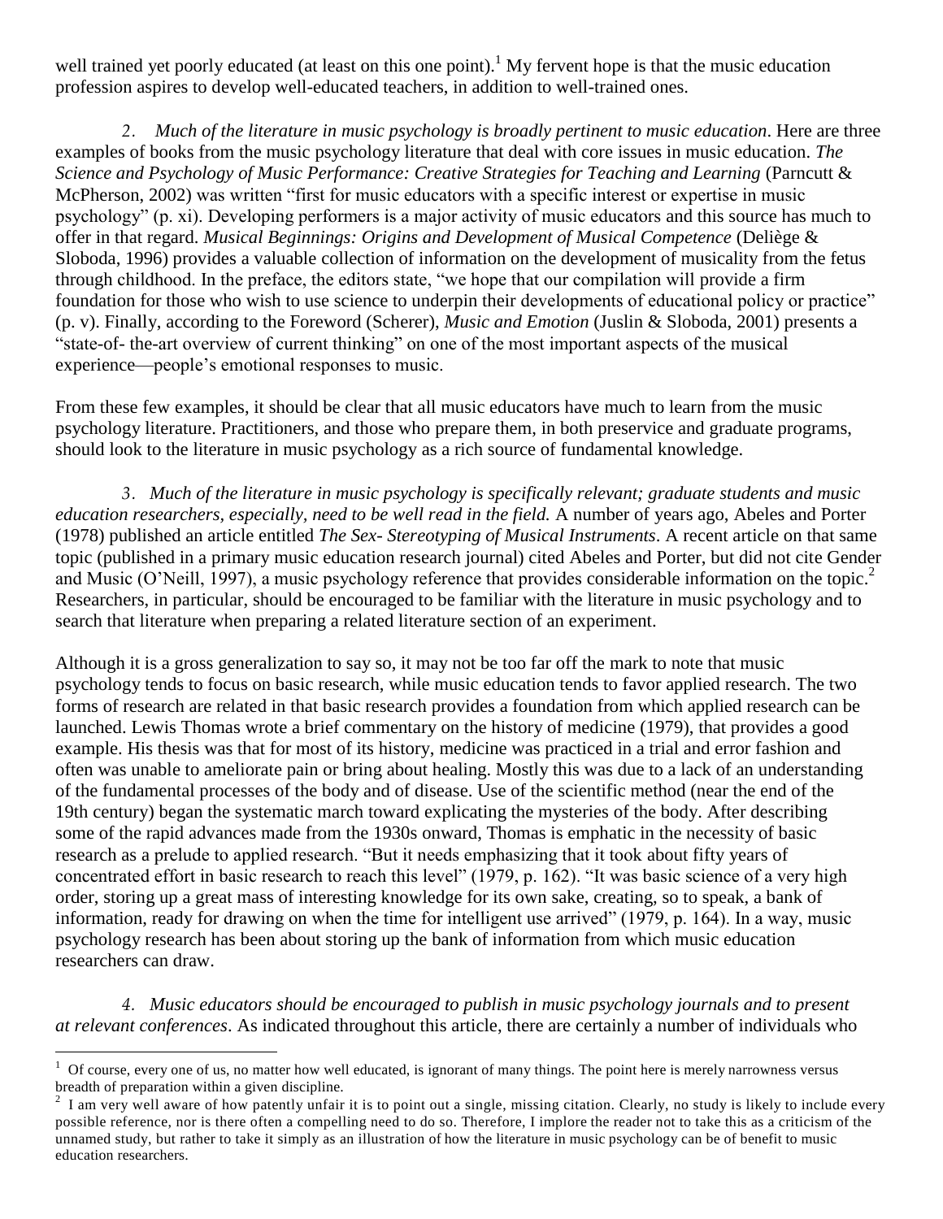well trained yet poorly educated (at least on this one point).[1] My fervent hope is that the music education profession aspires to develop well-educated teachers, in addition to well-trained ones.

2. *Much of the literature in music psychology is broadly pertinent to music education*. Here are three examples of books from the music psychology literature that deal with core issues in music education. *The Science and Psychology of Music Performance: Creative Strategies for Teaching and Learning* (Parncutt & McPherson, 2002) was written "first for music educators with a specific interest or expertise in music psychology" (p. xi). Developing performers is a major activity of music educators and this source has much to offer in that regard. *Musical Beginnings: Origins and Development of Musical Competence* (Deliège & Sloboda, 1996) provides a valuable collection of information on the development of musicality from the fetus through childhood. In the preface, the editors state, "we hope that our compilation will provide a firm foundation for those who wish to use science to underpin their developments of educational policy or practice" (p. v). Finally, according to the Foreword (Scherer), *Music and Emotion* (Juslin & Sloboda, 2001) presents a "state-of- the-art overview of current thinking" on one of the most important aspects of the musical experience—people's emotional responses to music.

From these few examples, it should be clear that all music educators have much to learn from the music psychology literature. Practitioners, and those who prepare them, in both preservice and graduate programs, should look to the literature in music psychology as a rich source of fundamental knowledge.

3. *Much of the literature in music psychology is specifically relevant; graduate students and music education researchers, especially, need to be well read in the field.* A number of years ago, Abeles and Porter (1978) published an article entitled *The Sex- Stereotyping of Musical Instruments*. A recent article on that same topic (published in a primary music education research journal) cited Abeles and Porter, but did not cite Gender and Music (O'Neill, 1997), a music psychology reference that provides considerable information on the topic.[2] Researchers, in particular, should be encouraged to be familiar with the literature in music psychology and to search that literature when preparing a related literature section of an experiment.

Although it is a gross generalization to say so, it may not be too far off the mark to note that music psychology tends to focus on basic research, while music education tends to favor applied research. The two forms of research are related in that basic research provides a foundation from which applied research can be launched. Lewis Thomas wrote a brief commentary on the history of medicine (1979), that provides a good example. His thesis was that for most of its history, medicine was practiced in a trial and error fashion and often was unable to ameliorate pain or bring about healing. Mostly this was due to a lack of an understanding of the fundamental processes of the body and of disease. Use of the scientific method (near the end of the 19th century) began the systematic march toward explicating the mysteries of the body. After describing some of the rapid advances made from the 1930s onward, Thomas is emphatic in the necessity of basic research as a prelude to applied research. "But it needs emphasizing that it took about fifty years of concentrated effort in basic research to reach this level" (1979, p. 162). "It was basic science of a very high order, storing up a great mass of interesting knowledge for its own sake, creating, so to speak, a bank of information, ready for drawing on when the time for intelligent use arrived" (1979, p. 164). In a way, music psychology research has been about storing up the bank of information from which music education researchers can draw.

4. *Music educators should be encouraged to publish in music psychology journals and to present at relevant conferences*. As indicated throughout this article, there are certainly a number of individuals who

---

[1] Of course, every one of us, no matter how well educated, is ignorant of many things. The point here is merely narrowness versus breadth of preparation within a given discipline.

[2] I am very well aware of how patently unfair it is to point out a single, missing citation. Clearly, no study is likely to include every possible reference, nor is there often a compelling need to do so. Therefore, I implore the reader not to take this as a criticism of the unnamed study, but rather to take it simply as an illustration of how the literature in music psychology can be of benefit to music education researchers.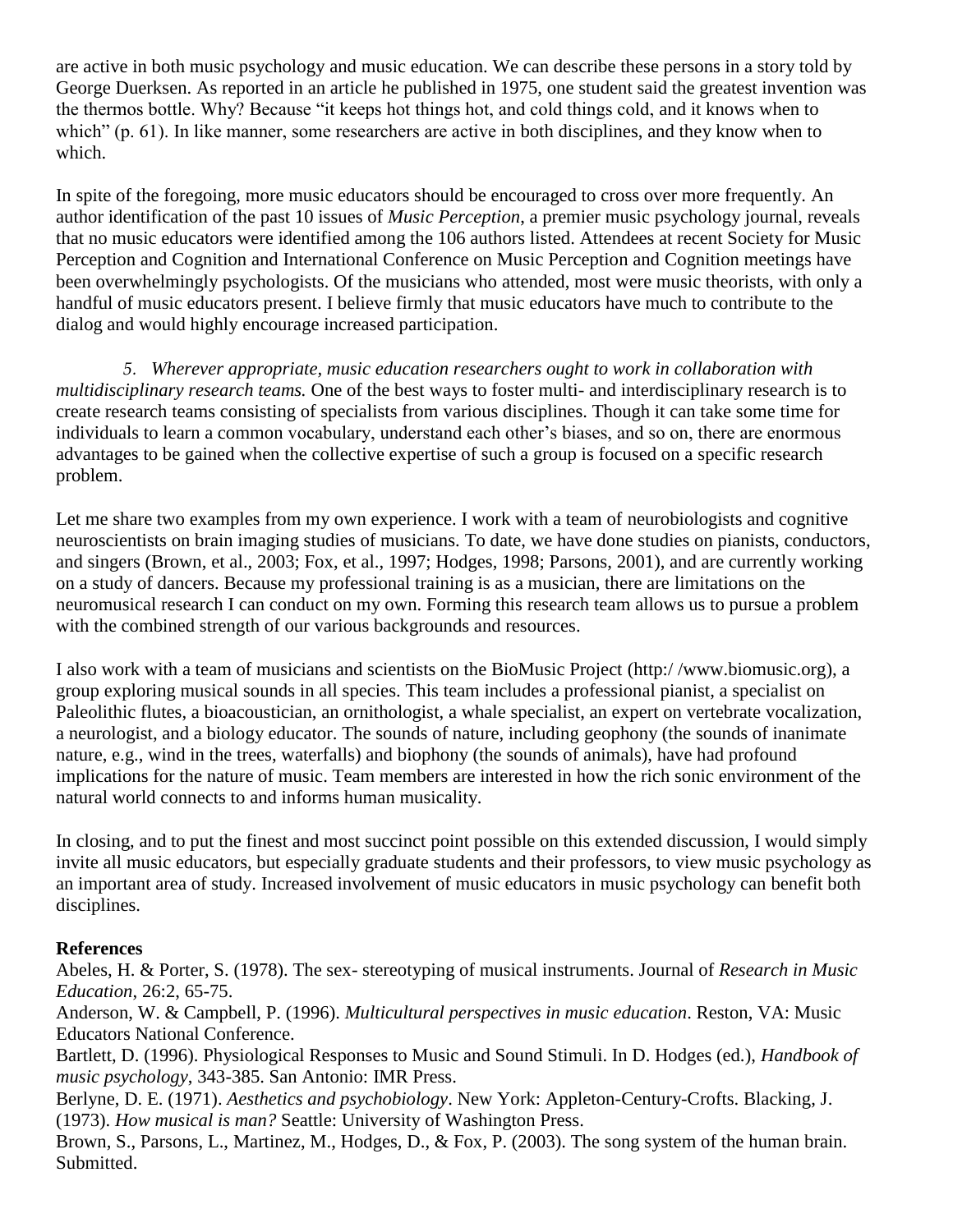are active in both music psychology and music education. We can describe these persons in a story told by George Duerksen. As reported in an article he published in 1975, one student said the greatest invention was the thermos bottle. Why? Because "it keeps hot things hot, and cold things cold, and it knows when to which" (p. 61). In like manner, some researchers are active in both disciplines, and they know when to which.

In spite of the foregoing, more music educators should be encouraged to cross over more frequently. An author identification of the past 10 issues of *Music Perception*, a premier music psychology journal, reveals that no music educators were identified among the 106 authors listed. Attendees at recent Society for Music Perception and Cognition and International Conference on Music Perception and Cognition meetings have been overwhelmingly psychologists. Of the musicians who attended, most were music theorists, with only a handful of music educators present. I believe firmly that music educators have much to contribute to the dialog and would highly encourage increased participation.

*5. Wherever appropriate, music education researchers ought to work in collaboration with multidisciplinary research teams.* One of the best ways to foster multi- and interdisciplinary research is to create research teams consisting of specialists from various disciplines. Though it can take some time for individuals to learn a common vocabulary, understand each other's biases, and so on, there are enormous advantages to be gained when the collective expertise of such a group is focused on a specific research problem.

Let me share two examples from my own experience. I work with a team of neurobiologists and cognitive neuroscientists on brain imaging studies of musicians. To date, we have done studies on pianists, conductors, and singers (Brown, et al., 2003; Fox, et al., 1997; Hodges, 1998; Parsons, 2001), and are currently working on a study of dancers. Because my professional training is as a musician, there are limitations on the neuromusical research I can conduct on my own. Forming this research team allows us to pursue a problem with the combined strength of our various backgrounds and resources.

I also work with a team of musicians and scientists on the BioMusic Project (http:/ /www.biomusic.org), a group exploring musical sounds in all species. This team includes a professional pianist, a specialist on Paleolithic flutes, a bioacoustician, an ornithologist, a whale specialist, an expert on vertebrate vocalization, a neurologist, and a biology educator. The sounds of nature, including geophony (the sounds of inanimate nature, e.g., wind in the trees, waterfalls) and biophony (the sounds of animals), have had profound implications for the nature of music. Team members are interested in how the rich sonic environment of the natural world connects to and informs human musicality.

In closing, and to put the finest and most succinct point possible on this extended discussion, I would simply invite all music educators, but especially graduate students and their professors, to view music psychology as an important area of study. Increased involvement of music educators in music psychology can benefit both disciplines.

**References**

Abeles, H. & Porter, S. (1978). The sex- stereotyping of musical instruments. Journal of *Research in Music Education*, 26:2, 65-75.

Anderson, W. & Campbell, P. (1996). *Multicultural perspectives in music education*. Reston, VA: Music Educators National Conference.

Bartlett, D. (1996). Physiological Responses to Music and Sound Stimuli. In D. Hodges (ed.), *Handbook of music psychology*, 343-385. San Antonio: IMR Press.

Berlyne, D. E. (1971). *Aesthetics and psychobiology*. New York: Appleton-Century-Crofts. Blacking, J. (1973). *How musical is man?* Seattle: University of Washington Press.

Brown, S., Parsons, L., Martinez, M., Hodges, D., & Fox, P. (2003). The song system of the human brain. Submitted.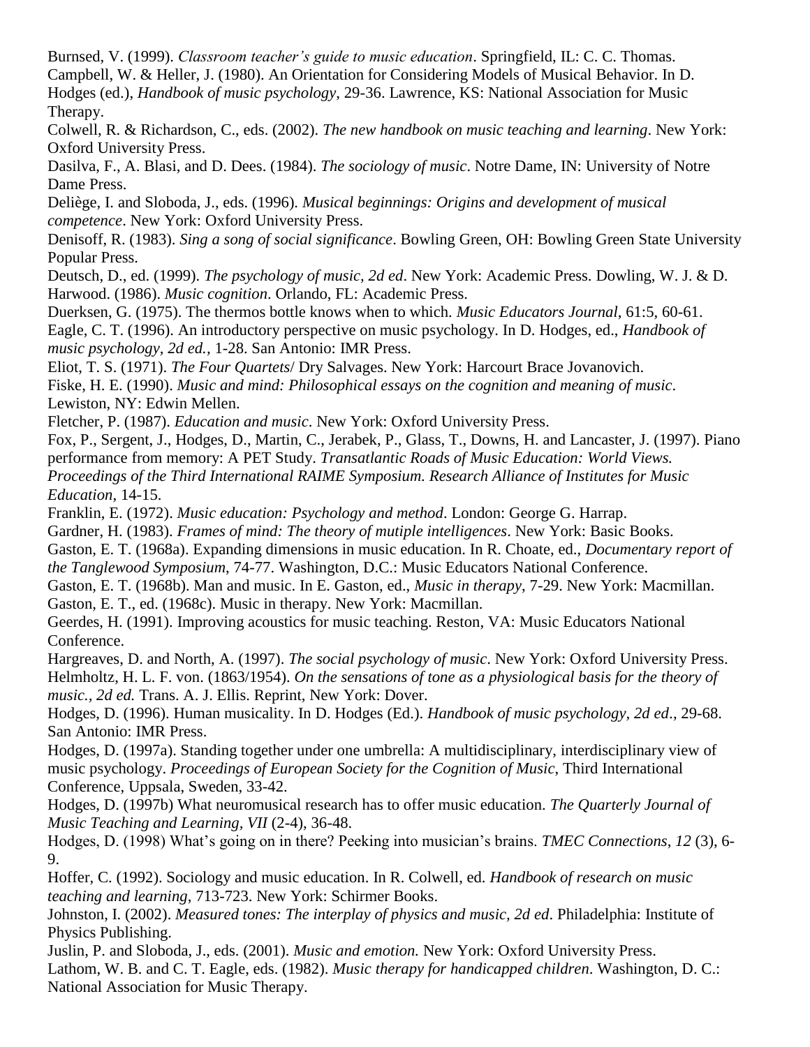Burnsed, V. (1999). *Classroom teacher's guide to music education*. Springfield, IL: C. C. Thomas.

Campbell, W. & Heller, J. (1980). An Orientation for Considering Models of Musical Behavior. In D. Hodges (ed.), *Handbook of music psychology*, 29-36. Lawrence, KS: National Association for Music Therapy.

Colwell, R. & Richardson, C., eds. (2002). *The new handbook on music teaching and learning*. New York: Oxford University Press.

Dasilva, F., A. Blasi, and D. Dees. (1984). *The sociology of music*. Notre Dame, IN: University of Notre Dame Press.

Deliège, I. and Sloboda, J., eds. (1996). *Musical beginnings: Origins and development of musical competence*. New York: Oxford University Press.

Denisoff, R. (1983). *Sing a song of social significance*. Bowling Green, OH: Bowling Green State University Popular Press.

Deutsch, D., ed. (1999). *The psychology of music, 2d ed*. New York: Academic Press. Dowling, W. J. & D. Harwood. (1986). *Music cognition*. Orlando, FL: Academic Press.

Duerksen, G. (1975). The thermos bottle knows when to which. *Music Educators Journal*, 61:5, 60-61.

Eagle, C. T. (1996). An introductory perspective on music psychology. In D. Hodges, ed., *Handbook of music psychology, 2d ed.*, 1-28. San Antonio: IMR Press.

Eliot, T. S. (1971). *The Four Quartets*/ Dry Salvages. New York: Harcourt Brace Jovanovich.

Fiske, H. E. (1990). *Music and mind: Philosophical essays on the cognition and meaning of music*. Lewiston, NY: Edwin Mellen.

Fletcher, P. (1987). *Education and music*. New York: Oxford University Press.

Fox, P., Sergent, J., Hodges, D., Martin, C., Jerabek, P., Glass, T., Downs, H. and Lancaster, J. (1997). Piano performance from memory: A PET Study. *Transatlantic Roads of Music Education: World Views. Proceedings of the Third International RAIME Symposium. Research Alliance of Institutes for Music Education*, 14-15.

Franklin, E. (1972). *Music education: Psychology and method*. London: George G. Harrap.

Gardner, H. (1983). *Frames of mind: The theory of mutiple intelligences*. New York: Basic Books.

Gaston, E. T. (1968a). Expanding dimensions in music education. In R. Choate, ed., *Documentary report of the Tanglewood Symposium*, 74-77. Washington, D.C.: Music Educators National Conference.

Gaston, E. T. (1968b). Man and music. In E. Gaston, ed., *Music in therapy*, 7-29. New York: Macmillan.

Gaston, E. T., ed. (1968c). Music in therapy. New York: Macmillan.

Geerdes, H. (1991). Improving acoustics for music teaching. Reston, VA: Music Educators National Conference.

Hargreaves, D. and North, A. (1997). *The social psychology of music*. New York: Oxford University Press.

Helmholtz, H. L. F. von. (1863/1954). *On the sensations of tone as a physiological basis for the theory of music., 2d ed.* Trans. A. J. Ellis. Reprint, New York: Dover.

Hodges, D. (1996). Human musicality. In D. Hodges (Ed.). *Handbook of music psychology, 2d ed*., 29-68. San Antonio: IMR Press.

Hodges, D. (1997a). Standing together under one umbrella: A multidisciplinary, interdisciplinary view of music psychology. *Proceedings of European Society for the Cognition of Music*, Third International Conference, Uppsala, Sweden, 33-42.

Hodges, D. (1997b) What neuromusical research has to offer music education. *The Quarterly Journal of Music Teaching and Learning, VII* (2-4), 36-48.

Hodges, D. (1998) What's going on in there? Peeking into musician's brains. *TMEC Connections*, *12* (3), 6-9.

Hoffer, C. (1992). Sociology and music education. In R. Colwell, ed. *Handbook of research on music teaching and learning*, 713-723. New York: Schirmer Books.

Johnston, I. (2002). *Measured tones: The interplay of physics and music, 2d ed*. Philadelphia: Institute of Physics Publishing.

Juslin, P. and Sloboda, J., eds. (2001). *Music and emotion*. New York: Oxford University Press.

Lathom, W. B. and C. T. Eagle, eds. (1982). *Music therapy for handicapped children*. Washington, D. C.: National Association for Music Therapy.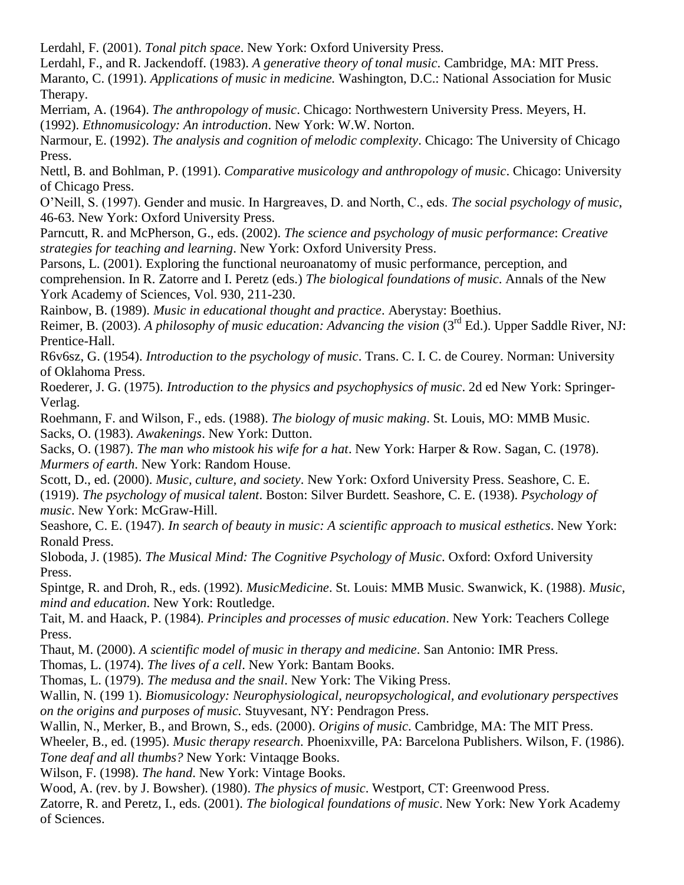Lerdahl, F. (2001). *Tonal pitch space*. New York: Oxford University Press.

Lerdahl, F., and R. Jackendoff. (1983). *A generative theory of tonal music*. Cambridge, MA: MIT Press.

Maranto, C. (1991). *Applications of music in medicine.* Washington, D.C.: National Association for Music Therapy.

Merriam, A. (1964). *The anthropology of music*. Chicago: Northwestern University Press. Meyers, H. (1992). *Ethnomusicology: An introduction*. New York: W.W. Norton.

Narmour, E. (1992). *The analysis and cognition of melodic complexity*. Chicago: The University of Chicago Press.

Nettl, B. and Bohlman, P. (1991). *Comparative musicology and anthropology of music*. Chicago: University of Chicago Press.

O'Neill, S. (1997). Gender and music. In Hargreaves, D. and North, C., eds. *The social psychology of music*, 46-63. New York: Oxford University Press.

Parncutt, R. and McPherson, G., eds. (2002). *The science and psychology of music performance*: *Creative strategies for teaching and learning*. New York: Oxford University Press.

Parsons, L. (2001). Exploring the functional neuroanatomy of music performance, perception, and comprehension. In R. Zatorre and I. Peretz (eds.) *The biological foundations of music*. Annals of the New York Academy of Sciences, Vol. 930, 211-230.

Rainbow, B. (1989). *Music in educational thought and practice*. Aberystay: Boethius.

Reimer, B. (2003). *A philosophy of music education: Advancing the vision* (3rd Ed.). Upper Saddle River, NJ: Prentice-Hall.

R6v6sz, G. (1954). *Introduction to the psychology of music*. Trans. C. I. C. de Courey. Norman: University of Oklahoma Press.

Roederer, J. G. (1975). *Introduction to the physics and psychophysics of music*. 2d ed New York: Springer-Verlag.

Roehmann, F. and Wilson, F., eds. (1988). *The biology of music making*. St. Louis, MO: MMB Music.

Sacks, O. (1983). *Awakenings*. New York: Dutton.

Sacks, O. (1987). *The man who mistook his wife for a hat*. New York: Harper & Row. Sagan, C. (1978). *Murmers of earth*. New York: Random House.

Scott, D., ed. (2000). *Music, culture, and society*. New York: Oxford University Press. Seashore, C. E. (1919). *The psychology of musical talent*. Boston: Silver Burdett. Seashore, C. E. (1938). *Psychology of music*. New York: McGraw-Hill.

Seashore, C. E. (1947). *In search of beauty in music: A scientific approach to musical esthetics*. New York: Ronald Press.

Sloboda, J. (1985). *The Musical Mind: The Cognitive Psychology of Music*. Oxford: Oxford University Press.

Spintge, R. and Droh, R., eds. (1992). *MusicMedicine*. St. Louis: MMB Music. Swanwick, K. (1988). *Music, mind and education*. New York: Routledge.

Tait, M. and Haack, P. (1984). *Principles and processes of music education*. New York: Teachers College Press.

Thaut, M. (2000). *A scientific model of music in therapy and medicine*. San Antonio: IMR Press.

Thomas, L. (1974). *The lives of a cell*. New York: Bantam Books.

Thomas, L. (1979). *The medusa and the snail*. New York: The Viking Press.

Wallin, N. (199 1). *Biomusicology: Neurophysiological, neuropsychological, and evolutionary perspectives on the origins and purposes of music.* Stuyvesant, NY: Pendragon Press.

Wallin, N., Merker, B., and Brown, S., eds. (2000). *Origins of music*. Cambridge, MA: The MIT Press.

Wheeler, B., ed. (1995). *Music therapy research*. Phoenixville, PA: Barcelona Publishers. Wilson, F. (1986). *Tone deaf and all thumbs?* New York: Vintaqge Books.

Wilson, F. (1998). *The hand*. New York: Vintage Books.

Wood, A. (rev. by J. Bowsher). (1980). *The physics of music*. Westport, CT: Greenwood Press.

Zatorre, R. and Peretz, I., eds. (2001). *The biological foundations of music*. New York: New York Academy of Sciences.